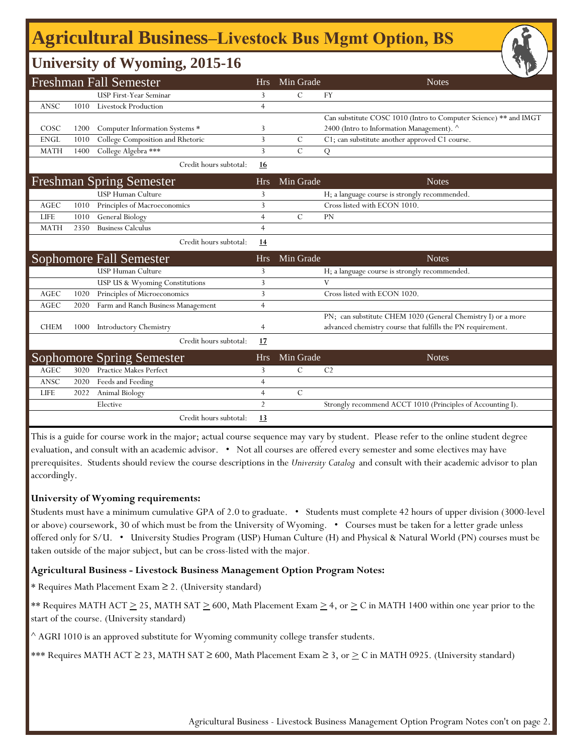# Agricultural Business–Livestock Bus Mgmt Option, BS

## University of Wyoming, 2015-16

| Freshman Fall Semester | | | Hrs | Min Grade | Notes |
|---|---|---|---|---|---|
| | | USP First-Year Seminar | 3 | C | FY |
| ANSC | 1010 | Livestock Production | 4 | | |
| COSC | 1200 | Computer Information Systems * | 3 | | Can substitute COSC 1010 (Intro to Computer Science) ** and IMGT 2400 (Intro to Information Management). ^ |
| ENGL | 1010 | College Composition and Rhetoric | 3 | C | C1; can substitute another approved C1 course. |
| MATH | 1400 | College Algebra *** | 3 | C | Q |
| | | Credit hours subtotal: | **16** | | |

| Freshman Spring Semester | | | Hrs | Min Grade | Notes |
|---|---|---|---|---|---|
| | | USP Human Culture | 3 | | H; a language course is strongly recommended. |
| AGEC | 1010 | Principles of Macroeconomics | 3 | | Cross listed with ECON 1010. |
| LIFE | 1010 | General Biology | 4 | C | PN |
| MATH | 2350 | Business Calculus | 4 | | |
| | | Credit hours subtotal: | **14** | | |

| Sophomore Fall Semester | | | Hrs | Min Grade | Notes |
|---|---|---|---|---|---|
| | | USP Human Culture | 3 | | H; a language course is strongly recommended. |
| | | USP US & Wyoming Constitutions | 3 | | V |
| AGEC | 1020 | Principles of Microeconomics | 3 | | Cross listed with ECON 1020. |
| AGEC | 2020 | Farm and Ranch Business Management | 4 | | |
| CHEM | 1000 | Introductory Chemistry | 4 | | PN; can substitute CHEM 1020 (General Chemistry I) or a more advanced chemistry course that fulfills the PN requirement. |
| | | Credit hours subtotal: | **17** | | |

| Sophomore Spring Semester | | | Hrs | Min Grade | Notes |
|---|---|---|---|---|---|
| AGEC | 3020 | Practice Makes Perfect | 3 | C | C2 |
| ANSC | 2020 | Feeds and Feeding | 4 | | |
| LIFE | 2022 | Animal Biology | 4 | C | |
| | | Elective | 2 | | Strongly recommend ACCT 1010 (Principles of Accounting I). |
| | | Credit hours subtotal: | **13** | | |

This is a guide for course work in the major; actual course sequence may vary by student. Please refer to the online student degree evaluation, and consult with an academic advisor. • Not all courses are offered every semester and some electives may have prerequisites. Students should review the course descriptions in the *University Catalog* and consult with their academic advisor to plan accordingly.

**University of Wyoming requirements:**

Students must have a minimum cumulative GPA of 2.0 to graduate. • Students must complete 42 hours of upper division (3000-level or above) coursework, 30 of which must be from the University of Wyoming. • Courses must be taken for a letter grade unless offered only for S/U. • University Studies Program (USP) Human Culture (H) and Physical & Natural World (PN) courses must be taken outside of the major subject, but can be cross-listed with the major.

**Agricultural Business - Livestock Business Management Option Program Notes:**

* Requires Math Placement Exam ≥ 2. (University standard)

** Requires MATH ACT ≥ 25, MATH SAT ≥ 600, Math Placement Exam ≥ 4, or ≥ C in MATH 1400 within one year prior to the start of the course. (University standard)

^ AGRI 1010 is an approved substitute for Wyoming community college transfer students.

*** Requires MATH ACT ≥ 23, MATH SAT ≥ 600, Math Placement Exam ≥ 3, or ≥ C in MATH 0925. (University standard)

Agricultural Business - Livestock Business Management Option Program Notes con't on page 2.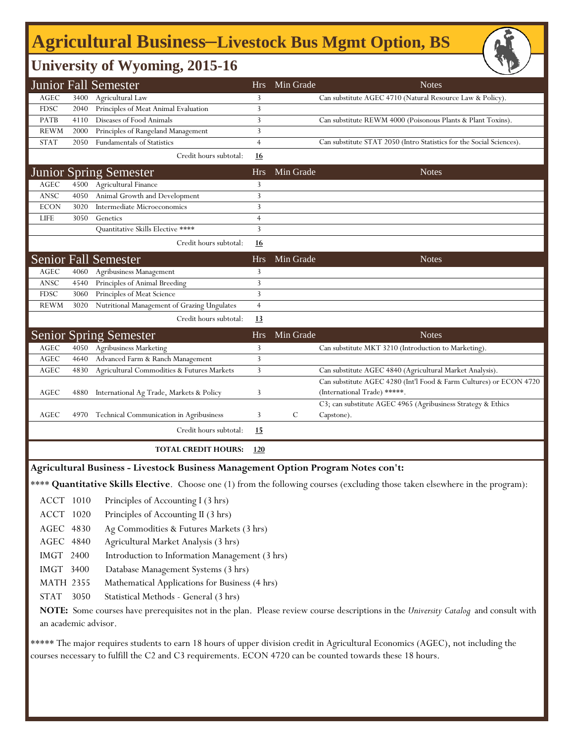# Agricultural Business–Livestock Bus Mgmt Option, BS

## University of Wyoming, 2015-16

| Junior Fall Semester | | | Hrs | Min Grade | Notes |
|---|---|---|---|---|---|
| AGEC | 3400 | Agricultural Law | 3 | | Can substitute AGEC 4710 (Natural Resource Law & Policy). |
| FDSC | 2040 | Principles of Meat Animal Evaluation | 3 | | |
| PATB | 4110 | Diseases of Food Animals | 3 | | Can substitute REWM 4000 (Poisonous Plants & Plant Toxins). |
| REWM | 2000 | Principles of Rangeland Management | 3 | | |
| STAT | 2050 | Fundamentals of Statistics | 4 | | Can substitute STAT 2050 (Intro Statistics for the Social Sciences). |
| | | Credit hours subtotal: | 16 | | |

| Junior Spring Semester | | | Hrs | Min Grade | Notes |
|---|---|---|---|---|---|
| AGEC | 4500 | Agricultural Finance | 3 | | |
| ANSC | 4050 | Animal Growth and Development | 3 | | |
| ECON | 3020 | Intermediate Microeconomics | 3 | | |
| LIFE | 3050 | Genetics | 4 | | |
| | | Quantitative Skills Elective **** | 3 | | |
| | | Credit hours subtotal: | 16 | | |

| Senior Fall Semester | | | Hrs | Min Grade | Notes |
|---|---|---|---|---|---|
| AGEC | 4060 | Agribusiness Management | 3 | | |
| ANSC | 4540 | Principles of Animal Breeding | 3 | | |
| FDSC | 3060 | Principles of Meat Science | 3 | | |
| REWM | 3020 | Nutritional Management of Grazing Ungulates | 4 | | |
| | | Credit hours subtotal: | 13 | | |

| Senior Spring Semester | | | Hrs | Min Grade | Notes |
|---|---|---|---|---|---|
| AGEC | 4050 | Agribusiness Marketing | 3 | | Can substitute MKT 3210 (Introduction to Marketing). |
| AGEC | 4640 | Advanced Farm & Ranch Management | 3 | | |
| AGEC | 4830 | Agricultural Commodities & Futures Markets | 3 | | Can substitute AGEC 4840 (Agricultural Market Analysis). |
| AGEC | 4880 | International Ag Trade, Markets & Policy | 3 | | Can substitute AGEC 4280 (Int'l Food & Farm Cultures) or ECON 4720 (International Trade) *****. |
| AGEC | 4970 | Technical Communication in Agribusiness | 3 | C | C3; can substitute AGEC 4965 (Agribusiness Strategy & Ethics Capstone). |
| | | Credit hours subtotal: | 15 | | |
| | | **TOTAL CREDIT HOURS:** | **120** | | |

**Agricultural Business - Livestock Business Management Option Program Notes con't:**

**** **Quantitative Skills Elective**. Choose one (1) from the following courses (excluding those taken elsewhere in the program):

- ACCT 1010 Principles of Accounting I (3 hrs)
- ACCT 1020 Principles of Accounting II (3 hrs)
- AGEC 4830 Ag Commodities & Futures Markets (3 hrs)
- AGEC 4840 Agricultural Market Analysis (3 hrs)
- IMGT 2400 Introduction to Information Management (3 hrs)
- IMGT 3400 Database Management Systems (3 hrs)
- MATH 2355 Mathematical Applications for Business (4 hrs)
- STAT 3050 Statistical Methods - General (3 hrs)

**NOTE:** Some courses have prerequisites not in the plan. Please review course descriptions in the *University Catalog* and consult with an academic advisor.

***** The major requires students to earn 18 hours of upper division credit in Agricultural Economics (AGEC), not including the courses necessary to fulfill the C2 and C3 requirements. ECON 4720 can be counted towards these 18 hours.